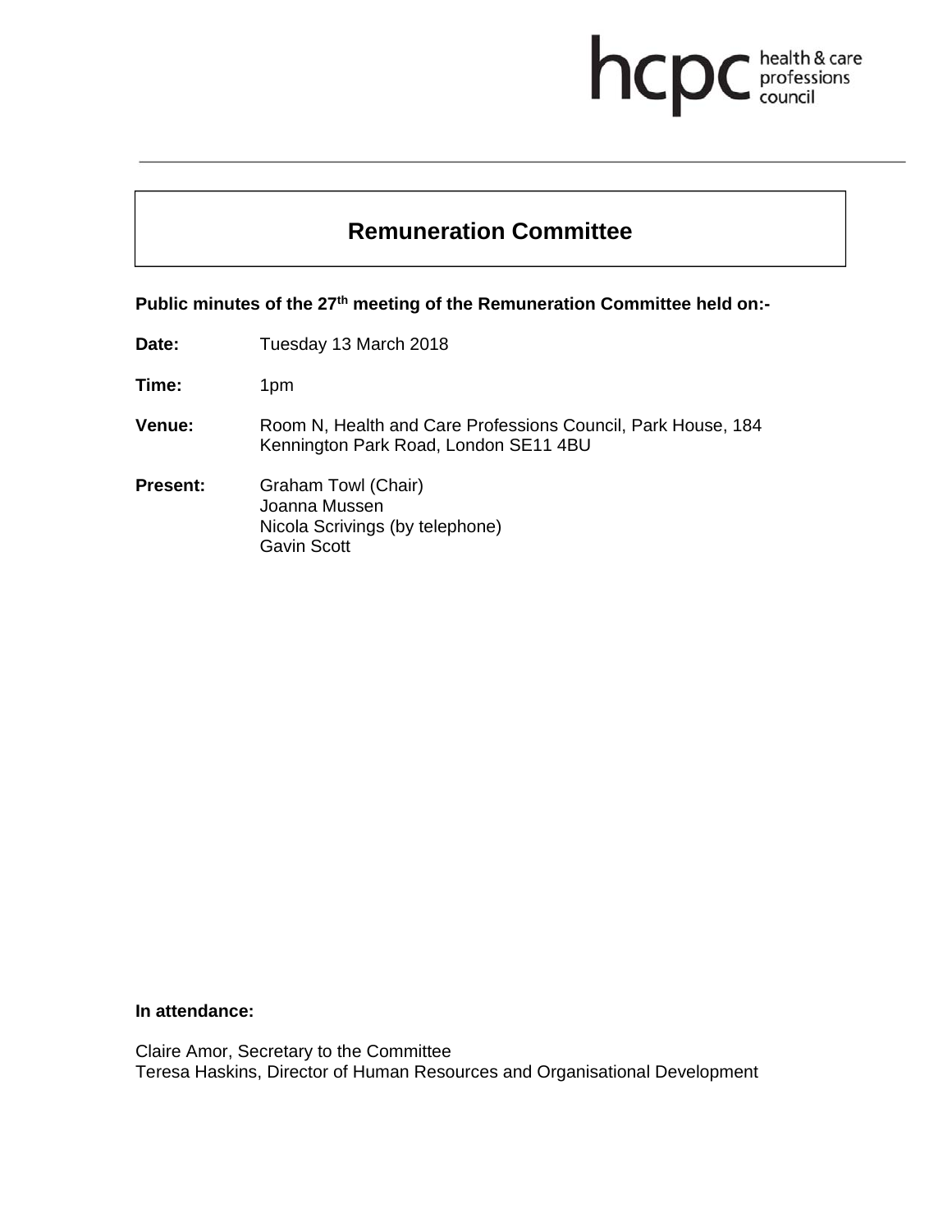# Remuneration Committee

**Public minutes of the 27th meeting of the Remuneration Committee held on:-**

**Date:** Tuesday 13 March 2018

**Time:** 1pm

**Venue:** Room N, Health and Care Professions Council, Park House, 184 Kennington Park Road, London SE11 4BU

**Present:** Graham Towl (Chair)
Joanna Mussen
Nicola Scrivings (by telephone)
Gavin Scott

**In attendance:**

Claire Amor, Secretary to the Committee
Teresa Haskins, Director of Human Resources and Organisational Development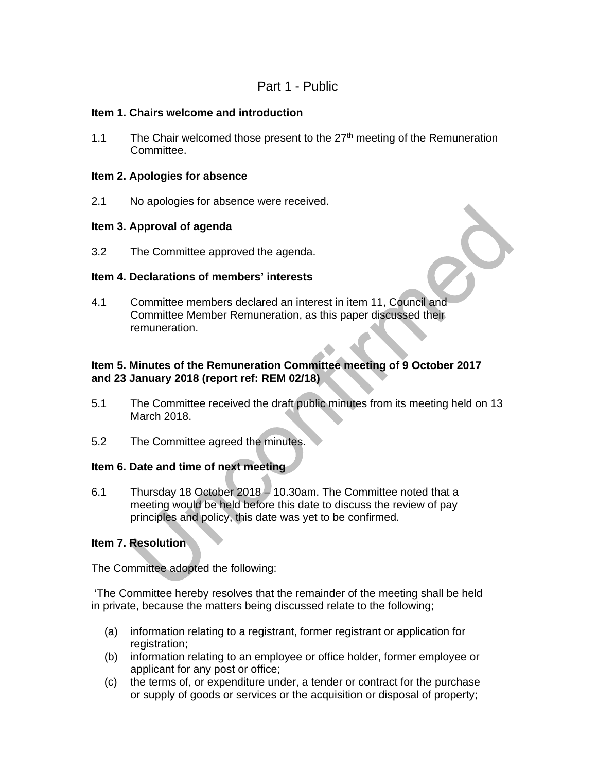## Part 1 - Public

**Item 1. Chairs welcome and introduction**

1.1 The Chair welcomed those present to the 27th meeting of the Remuneration Committee.

**Item 2. Apologies for absence**

2.1 No apologies for absence were received.

**Item 3. Approval of agenda**

3.2 The Committee approved the agenda.

**Item 4. Declarations of members' interests**

4.1 Committee members declared an interest in item 11, Council and Committee Member Remuneration, as this paper discussed their remuneration.

**Item 5. Minutes of the Remuneration Committee meeting of 9 October 2017 and 23 January 2018 (report ref: REM 02/18)**

5.1 The Committee received the draft public minutes from its meeting held on 13 March 2018.

5.2 The Committee agreed the minutes.

**Item 6. Date and time of next meeting**

6.1 Thursday 18 October 2018 – 10.30am. The Committee noted that a meeting would be held before this date to discuss the review of pay principles and policy, this date was yet to be confirmed.

**Item 7. Resolution**

The Committee adopted the following:

'The Committee hereby resolves that the remainder of the meeting shall be held in private, because the matters being discussed relate to the following;

(a) information relating to a registrant, former registrant or application for registration;
(b) information relating to an employee or office holder, former employee or applicant for any post or office;
(c) the terms of, or expenditure under, a tender or contract for the purchase or supply of goods or services or the acquisition or disposal of property;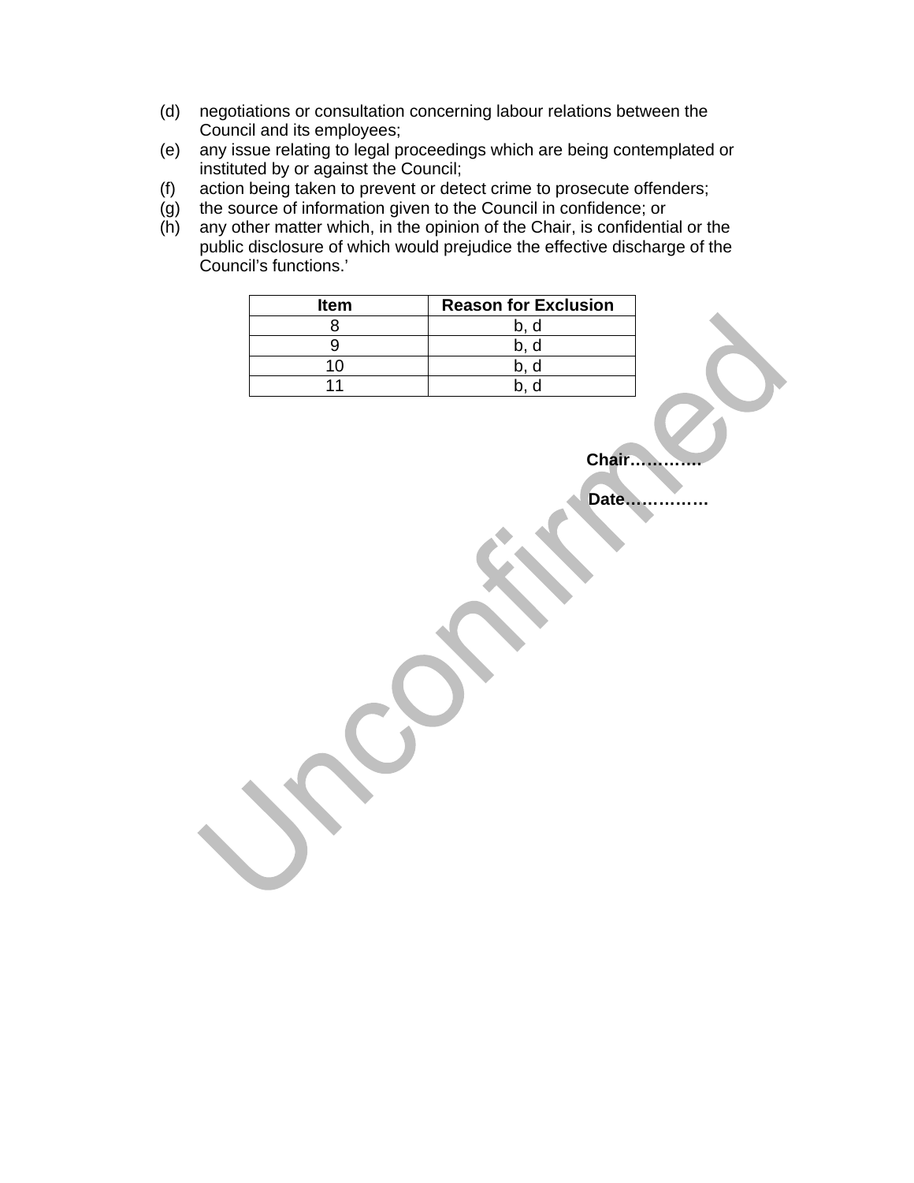(d) negotiations or consultation concerning labour relations between the Council and its employees;

(e) any issue relating to legal proceedings which are being contemplated or instituted by or against the Council;

(f) action being taken to prevent or detect crime to prosecute offenders;

(g) the source of information given to the Council in confidence; or

(h) any other matter which, in the opinion of the Chair, is confidential or the public disclosure of which would prejudice the effective discharge of the Council's functions.'

| Item | Reason for Exclusion |
|---|---|
| 8 | b, d |
| 9 | b, d |
| 10 | b, d |
| 11 | b, d |

**Chair………….**

**Date……………**

Unconfirmed